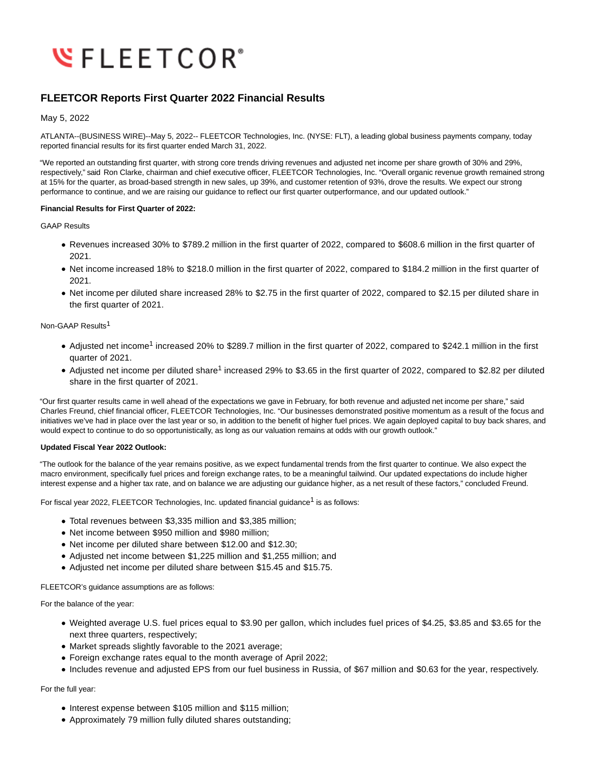FLEETCOR®

# FLEETCOR Reports First Quarter 2022 Financial Results

May 5, 2022

ATLANTA--(BUSINESS WIRE)--May 5, 2022-- FLEETCOR Technologies, Inc. (NYSE: FLT), a leading global business payments company, today reported financial results for its first quarter ended March 31, 2022.

"We reported an outstanding first quarter, with strong core trends driving revenues and adjusted net income per share growth of 30% and 29%, respectively," said Ron Clarke, chairman and chief executive officer, FLEETCOR Technologies, Inc. "Overall organic revenue growth remained strong at 15% for the quarter, as broad-based strength in new sales, up 39%, and customer retention of 93%, drove the results. We expect our strong performance to continue, and we are raising our guidance to reflect our first quarter outperformance, and our updated outlook."

**Financial Results for First Quarter of 2022:**

GAAP Results

- Revenues increased 30% to $789.2 million in the first quarter of 2022, compared to $608.6 million in the first quarter of 2021.
- Net income increased 18% to $218.0 million in the first quarter of 2022, compared to $184.2 million in the first quarter of 2021.
- Net income per diluted share increased 28% to $2.75 in the first quarter of 2022, compared to $2.15 per diluted share in the first quarter of 2021.

Non-GAAP Results[1]

- Adjusted net income[1] increased 20% to $289.7 million in the first quarter of 2022, compared to $242.1 million in the first quarter of 2021.
- Adjusted net income per diluted share[1] increased 29% to $3.65 in the first quarter of 2022, compared to $2.82 per diluted share in the first quarter of 2021.

"Our first quarter results came in well ahead of the expectations we gave in February, for both revenue and adjusted net income per share," said Charles Freund, chief financial officer, FLEETCOR Technologies, Inc. "Our businesses demonstrated positive momentum as a result of the focus and initiatives we've had in place over the last year or so, in addition to the benefit of higher fuel prices. We again deployed capital to buy back shares, and would expect to continue to do so opportunistically, as long as our valuation remains at odds with our growth outlook."

**Updated Fiscal Year 2022 Outlook:**

"The outlook for the balance of the year remains positive, as we expect fundamental trends from the first quarter to continue. We also expect the macro environment, specifically fuel prices and foreign exchange rates, to be a meaningful tailwind. Our updated expectations do include higher interest expense and a higher tax rate, and on balance we are adjusting our guidance higher, as a net result of these factors," concluded Freund.

For fiscal year 2022, FLEETCOR Technologies, Inc. updated financial guidance[1] is as follows:

- Total revenues between $3,335 million and $3,385 million;
- Net income between $950 million and $980 million;
- Net income per diluted share between $12.00 and $12.30;
- Adjusted net income between $1,225 million and $1,255 million; and
- Adjusted net income per diluted share between $15.45 and $15.75.

FLEETCOR's guidance assumptions are as follows:

For the balance of the year:

- Weighted average U.S. fuel prices equal to $3.90 per gallon, which includes fuel prices of $4.25, $3.85 and $3.65 for the next three quarters, respectively;
- Market spreads slightly favorable to the 2021 average;
- Foreign exchange rates equal to the month average of April 2022;
- Includes revenue and adjusted EPS from our fuel business in Russia, of $67 million and $0.63 for the year, respectively.

For the full year:

- Interest expense between $105 million and $115 million;
- Approximately 79 million fully diluted shares outstanding;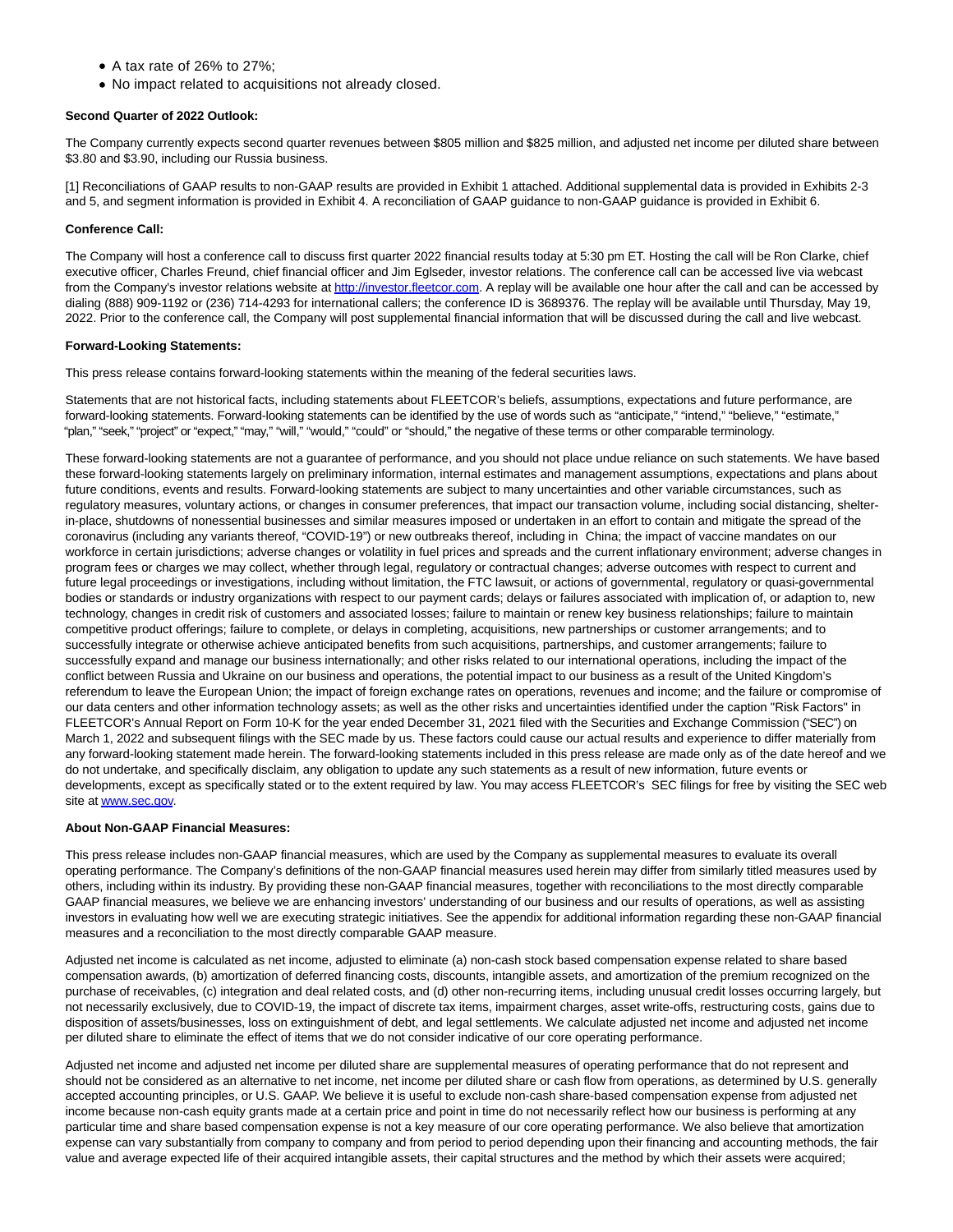- A tax rate of 26% to 27%;
- No impact related to acquisitions not already closed.

**Second Quarter of 2022 Outlook:**

The Company currently expects second quarter revenues between $805 million and $825 million, and adjusted net income per diluted share between $3.80 and $3.90, including our Russia business.

[1] Reconciliations of GAAP results to non-GAAP results are provided in Exhibit 1 attached. Additional supplemental data is provided in Exhibits 2-3 and 5, and segment information is provided in Exhibit 4. A reconciliation of GAAP guidance to non-GAAP guidance is provided in Exhibit 6.

**Conference Call:**

The Company will host a conference call to discuss first quarter 2022 financial results today at 5:30 pm ET. Hosting the call will be Ron Clarke, chief executive officer, Charles Freund, chief financial officer and Jim Eglseder, investor relations. The conference call can be accessed live via webcast from the Company's investor relations website at http://investor.fleetcor.com. A replay will be available one hour after the call and can be accessed by dialing (888) 909-1192 or (236) 714-4293 for international callers; the conference ID is 3689376. The replay will be available until Thursday, May 19, 2022. Prior to the conference call, the Company will post supplemental financial information that will be discussed during the call and live webcast.

**Forward-Looking Statements:**

This press release contains forward-looking statements within the meaning of the federal securities laws.

Statements that are not historical facts, including statements about FLEETCOR's beliefs, assumptions, expectations and future performance, are forward-looking statements. Forward-looking statements can be identified by the use of words such as "anticipate," "intend," "believe," "estimate," "plan," "seek," "project" or "expect," "may," "will," "would," "could" or "should," the negative of these terms or other comparable terminology.

These forward-looking statements are not a guarantee of performance, and you should not place undue reliance on such statements. We have based these forward-looking statements largely on preliminary information, internal estimates and management assumptions, expectations and plans about future conditions, events and results. Forward-looking statements are subject to many uncertainties and other variable circumstances, such as regulatory measures, voluntary actions, or changes in consumer preferences, that impact our transaction volume, including social distancing, shelter-in-place, shutdowns of nonessential businesses and similar measures imposed or undertaken in an effort to contain and mitigate the spread of the coronavirus (including any variants thereof, "COVID-19") or new outbreaks thereof, including in China; the impact of vaccine mandates on our workforce in certain jurisdictions; adverse changes or volatility in fuel prices and spreads and the current inflationary environment; adverse changes in program fees or charges we may collect, whether through legal, regulatory or contractual changes; adverse outcomes with respect to current and future legal proceedings or investigations, including without limitation, the FTC lawsuit, or actions of governmental, regulatory or quasi-governmental bodies or standards or industry organizations with respect to our payment cards; delays or failures associated with implication of, or adaption to, new technology, changes in credit risk of customers and associated losses; failure to maintain or renew key business relationships; failure to maintain competitive product offerings; failure to complete, or delays in completing, acquisitions, new partnerships or customer arrangements; and to successfully integrate or otherwise achieve anticipated benefits from such acquisitions, partnerships, and customer arrangements; failure to successfully expand and manage our business internationally; and other risks related to our international operations, including the impact of the conflict between Russia and Ukraine on our business and operations, the potential impact to our business as a result of the United Kingdom's referendum to leave the European Union; the impact of foreign exchange rates on operations, revenues and income; and the failure or compromise of our data centers and other information technology assets; as well as the other risks and uncertainties identified under the caption "Risk Factors" in FLEETCOR's Annual Report on Form 10-K for the year ended December 31, 2021 filed with the Securities and Exchange Commission ("SEC") on March 1, 2022 and subsequent filings with the SEC made by us. These factors could cause our actual results and experience to differ materially from any forward-looking statement made herein. The forward-looking statements included in this press release are made only as of the date hereof and we do not undertake, and specifically disclaim, any obligation to update any such statements as a result of new information, future events or developments, except as specifically stated or to the extent required by law. You may access FLEETCOR's SEC filings for free by visiting the SEC web site at www.sec.gov.

**About Non-GAAP Financial Measures:**

This press release includes non-GAAP financial measures, which are used by the Company as supplemental measures to evaluate its overall operating performance. The Company's definitions of the non-GAAP financial measures used herein may differ from similarly titled measures used by others, including within its industry. By providing these non-GAAP financial measures, together with reconciliations to the most directly comparable GAAP financial measures, we believe we are enhancing investors' understanding of our business and our results of operations, as well as assisting investors in evaluating how well we are executing strategic initiatives. See the appendix for additional information regarding these non-GAAP financial measures and a reconciliation to the most directly comparable GAAP measure.

Adjusted net income is calculated as net income, adjusted to eliminate (a) non-cash stock based compensation expense related to share based compensation awards, (b) amortization of deferred financing costs, discounts, intangible assets, and amortization of the premium recognized on the purchase of receivables, (c) integration and deal related costs, and (d) other non-recurring items, including unusual credit losses occurring largely, but not necessarily exclusively, due to COVID-19, the impact of discrete tax items, impairment charges, asset write-offs, restructuring costs, gains due to disposition of assets/businesses, loss on extinguishment of debt, and legal settlements. We calculate adjusted net income and adjusted net income per diluted share to eliminate the effect of items that we do not consider indicative of our core operating performance.

Adjusted net income and adjusted net income per diluted share are supplemental measures of operating performance that do not represent and should not be considered as an alternative to net income, net income per diluted share or cash flow from operations, as determined by U.S. generally accepted accounting principles, or U.S. GAAP. We believe it is useful to exclude non-cash share-based compensation expense from adjusted net income because non-cash equity grants made at a certain price and point in time do not necessarily reflect how our business is performing at any particular time and share based compensation expense is not a key measure of our core operating performance. We also believe that amortization expense can vary substantially from company to company and from period to period depending upon their financing and accounting methods, the fair value and average expected life of their acquired intangible assets, their capital structures and the method by which their assets were acquired;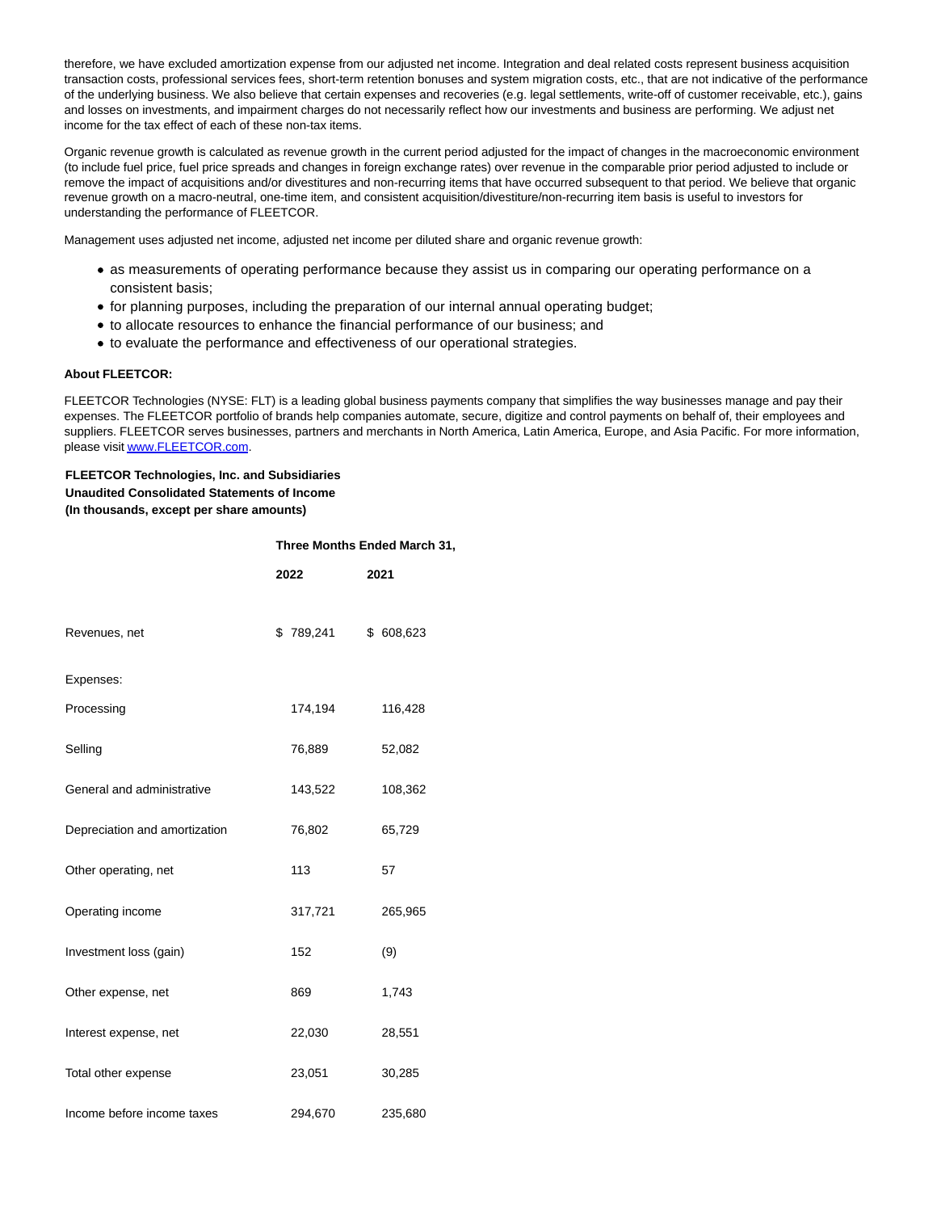therefore, we have excluded amortization expense from our adjusted net income. Integration and deal related costs represent business acquisition transaction costs, professional services fees, short-term retention bonuses and system migration costs, etc., that are not indicative of the performance of the underlying business. We also believe that certain expenses and recoveries (e.g. legal settlements, write-off of customer receivable, etc.), gains and losses on investments, and impairment charges do not necessarily reflect how our investments and business are performing. We adjust net income for the tax effect of each of these non-tax items.

Organic revenue growth is calculated as revenue growth in the current period adjusted for the impact of changes in the macroeconomic environment (to include fuel price, fuel price spreads and changes in foreign exchange rates) over revenue in the comparable prior period adjusted to include or remove the impact of acquisitions and/or divestitures and non-recurring items that have occurred subsequent to that period. We believe that organic revenue growth on a macro-neutral, one-time item, and consistent acquisition/divestiture/non-recurring item basis is useful to investors for understanding the performance of FLEETCOR.

Management uses adjusted net income, adjusted net income per diluted share and organic revenue growth:

- as measurements of operating performance because they assist us in comparing our operating performance on a consistent basis;
- for planning purposes, including the preparation of our internal annual operating budget;
- to allocate resources to enhance the financial performance of our business; and
- to evaluate the performance and effectiveness of our operational strategies.

**About FLEETCOR:**

FLEETCOR Technologies (NYSE: FLT) is a leading global business payments company that simplifies the way businesses manage and pay their expenses. The FLEETCOR portfolio of brands help companies automate, secure, digitize and control payments on behalf of, their employees and suppliers. FLEETCOR serves businesses, partners and merchants in North America, Latin America, Europe, and Asia Pacific. For more information, please visit www.FLEETCOR.com.

**FLEETCOR Technologies, Inc. and Subsidiaries**
**Unaudited Consolidated Statements of Income**
**(In thousands, except per share amounts)**

| | Three Months Ended March 31, | |
|---|---|---|
| | **2022** | **2021** |
| Revenues, net | $ 789,241 | $ 608,623 |
| Expenses: | | |
| Processing | 174,194 | 116,428 |
| Selling | 76,889 | 52,082 |
| General and administrative | 143,522 | 108,362 |
| Depreciation and amortization | 76,802 | 65,729 |
| Other operating, net | 113 | 57 |
| Operating income | 317,721 | 265,965 |
| Investment loss (gain) | 152 | (9) |
| Other expense, net | 869 | 1,743 |
| Interest expense, net | 22,030 | 28,551 |
| Total other expense | 23,051 | 30,285 |
| Income before income taxes | 294,670 | 235,680 |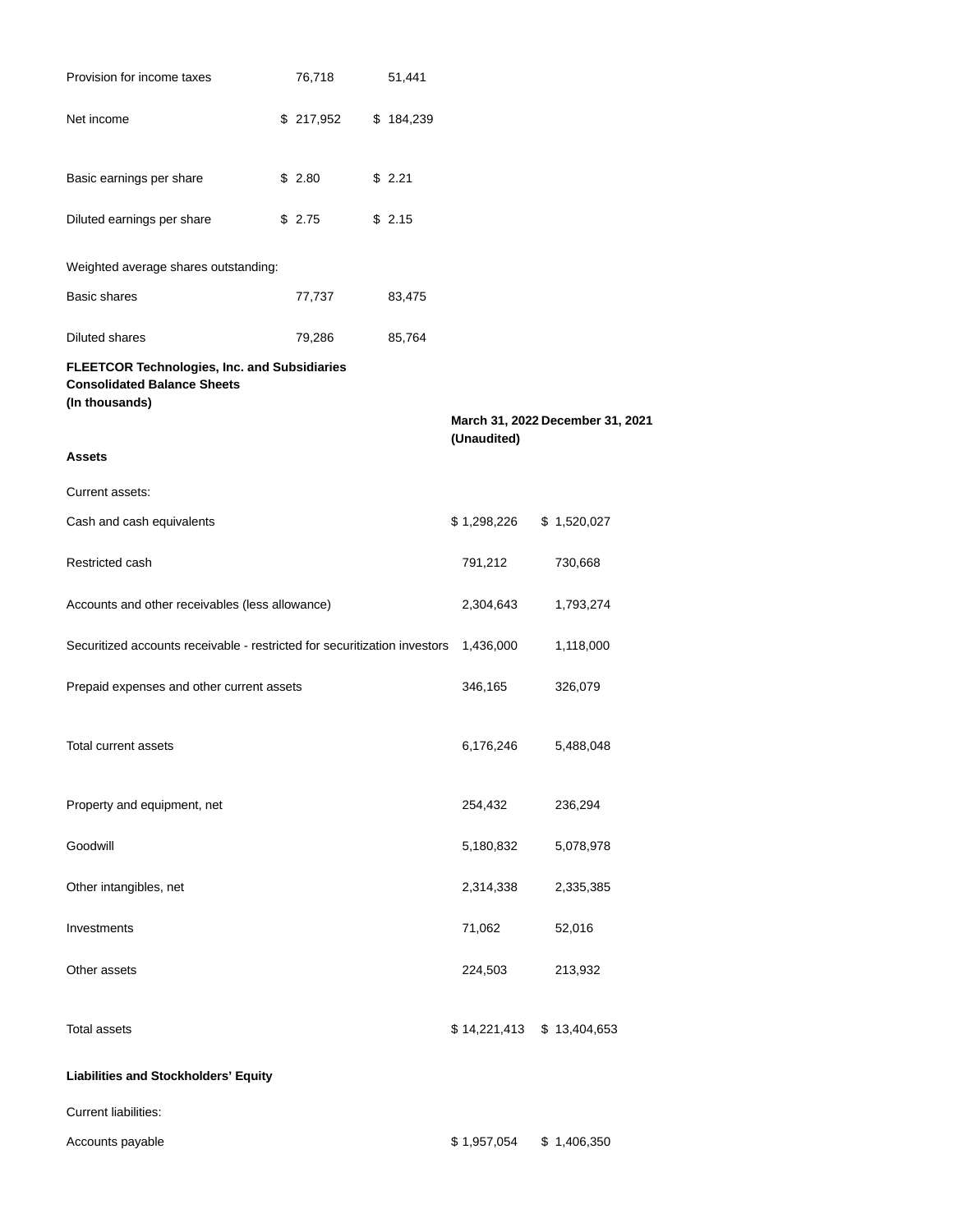| | | |
|---|---|---|
| Provision for income taxes | 76,718 | 51,441 |
| Net income | $ 217,952 | $ 184,239 |
| Basic earnings per share | $ 2.80 | $ 2.21 |
| Diluted earnings per share | $ 2.75 | $ 2.15 |
| Weighted average shares outstanding: | | |
| Basic shares | 77,737 | 83,475 |
| Diluted shares | 79,286 | 85,764 |

**FLEETCOR Technologies, Inc. and Subsidiaries**
**Consolidated Balance Sheets**
**(In thousands)**

| | March 31, 2022 (Unaudited) | December 31, 2021 |
|---|---|---|
| **Assets** | | |
| Current assets: | | |
| Cash and cash equivalents | $ 1,298,226 | $ 1,520,027 |
| Restricted cash | 791,212 | 730,668 |
| Accounts and other receivables (less allowance) | 2,304,643 | 1,793,274 |
| Securitized accounts receivable - restricted for securitization investors | 1,436,000 | 1,118,000 |
| Prepaid expenses and other current assets | 346,165 | 326,079 |
| Total current assets | 6,176,246 | 5,488,048 |
| Property and equipment, net | 254,432 | 236,294 |
| Goodwill | 5,180,832 | 5,078,978 |
| Other intangibles, net | 2,314,338 | 2,335,385 |
| Investments | 71,062 | 52,016 |
| Other assets | 224,503 | 213,932 |
| Total assets | $ 14,221,413 | $ 13,404,653 |
| **Liabilities and Stockholders' Equity** | | |
| Current liabilities: | | |
| Accounts payable | $ 1,957,054 | $ 1,406,350 |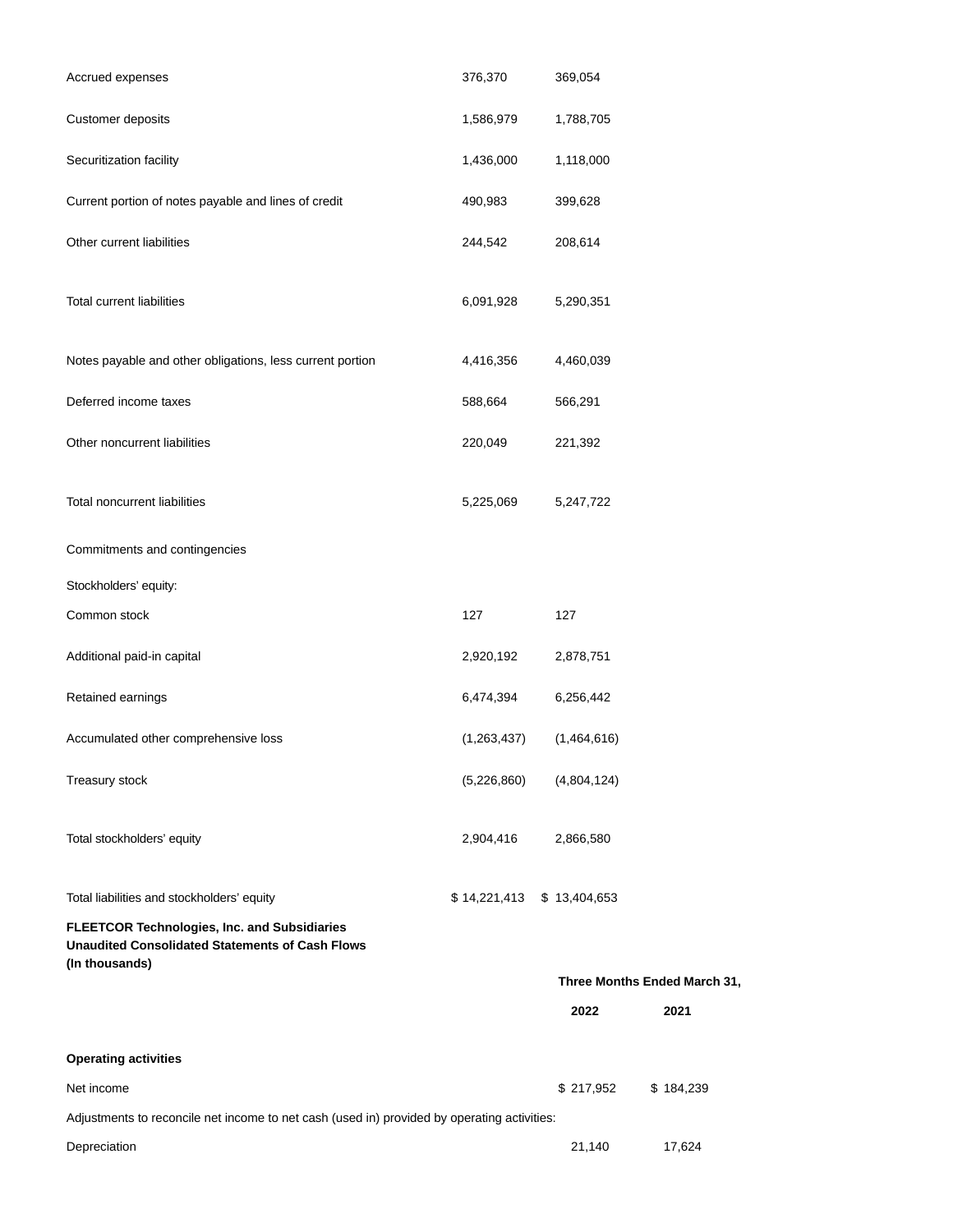| | | |
|---|---|---|
| Accrued expenses | 376,370 | 369,054 |
| Customer deposits | 1,586,979 | 1,788,705 |
| Securitization facility | 1,436,000 | 1,118,000 |
| Current portion of notes payable and lines of credit | 490,983 | 399,628 |
| Other current liabilities | 244,542 | 208,614 |
| Total current liabilities | 6,091,928 | 5,290,351 |
| Notes payable and other obligations, less current portion | 4,416,356 | 4,460,039 |
| Deferred income taxes | 588,664 | 566,291 |
| Other noncurrent liabilities | 220,049 | 221,392 |
| Total noncurrent liabilities | 5,225,069 | 5,247,722 |
| Commitments and contingencies | | |
| Stockholders' equity: | | |
| Common stock | 127 | 127 |
| Additional paid-in capital | 2,920,192 | 2,878,751 |
| Retained earnings | 6,474,394 | 6,256,442 |
| Accumulated other comprehensive loss | (1,263,437) | (1,464,616) |
| Treasury stock | (5,226,860) | (4,804,124) |
| Total stockholders' equity | 2,904,416 | 2,866,580 |
| Total liabilities and stockholders' equity | $ 14,221,413 | $ 13,404,653 |

**FLEETCOR Technologies, Inc. and Subsidiaries**
**Unaudited Consolidated Statements of Cash Flows**
**(In thousands)**

| | Three Months Ended March 31, | |
|---|---|---|
| | **2022** | **2021** |
| **Operating activities** | | |
| Net income | $ 217,952 | $ 184,239 |
| Adjustments to reconcile net income to net cash (used in) provided by operating activities: | | |
| Depreciation | 21,140 | 17,624 |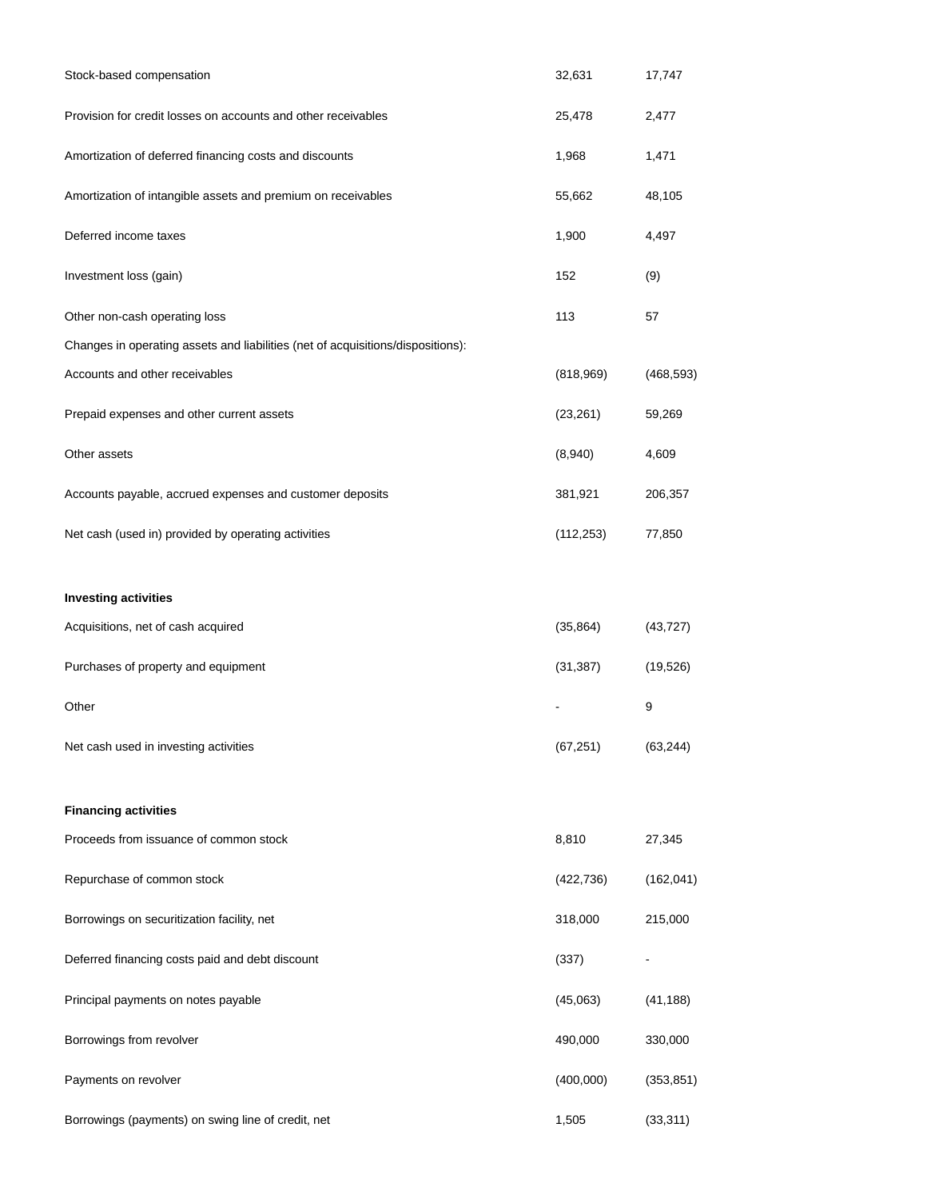| | | |
|---|---|---|
| Stock-based compensation | 32,631 | 17,747 |
| Provision for credit losses on accounts and other receivables | 25,478 | 2,477 |
| Amortization of deferred financing costs and discounts | 1,968 | 1,471 |
| Amortization of intangible assets and premium on receivables | 55,662 | 48,105 |
| Deferred income taxes | 1,900 | 4,497 |
| Investment loss (gain) | 152 | (9) |
| Other non-cash operating loss | 113 | 57 |
| Changes in operating assets and liabilities (net of acquisitions/dispositions): | | |
| Accounts and other receivables | (818,969) | (468,593) |
| Prepaid expenses and other current assets | (23,261) | 59,269 |
| Other assets | (8,940) | 4,609 |
| Accounts payable, accrued expenses and customer deposits | 381,921 | 206,357 |
| Net cash (used in) provided by operating activities | (112,253) | 77,850 |
| | | |
| **Investing activities** | | |
| Acquisitions, net of cash acquired | (35,864) | (43,727) |
| Purchases of property and equipment | (31,387) | (19,526) |
| Other | - | 9 |
| Net cash used in investing activities | (67,251) | (63,244) |
| | | |
| **Financing activities** | | |
| Proceeds from issuance of common stock | 8,810 | 27,345 |
| Repurchase of common stock | (422,736) | (162,041) |
| Borrowings on securitization facility, net | 318,000 | 215,000 |
| Deferred financing costs paid and debt discount | (337) | - |
| Principal payments on notes payable | (45,063) | (41,188) |
| Borrowings from revolver | 490,000 | 330,000 |
| Payments on revolver | (400,000) | (353,851) |
| Borrowings (payments) on swing line of credit, net | 1,505 | (33,311) |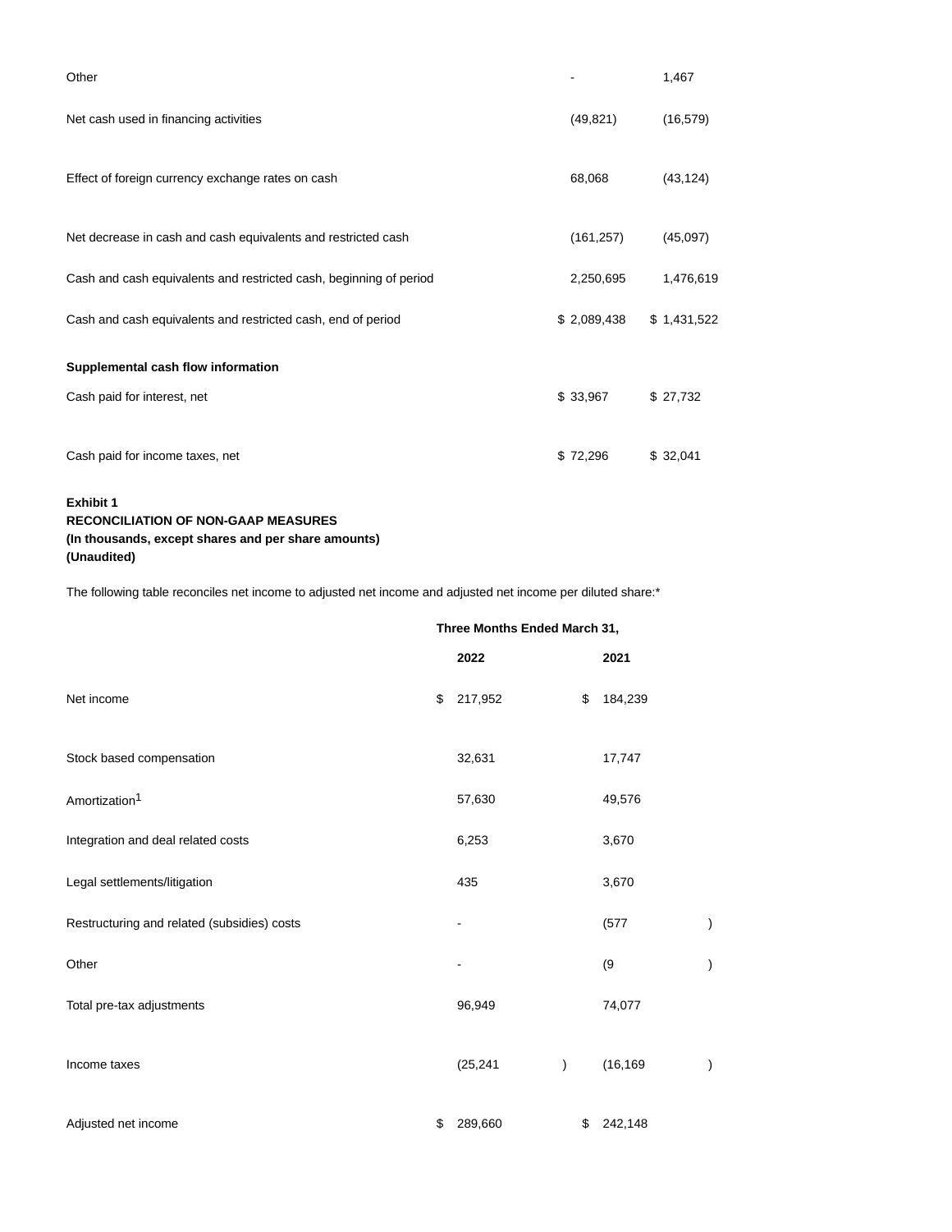| | | |
|---|---|---|
| Other | - | 1,467 |
| Net cash used in financing activities | (49,821) | (16,579) |
| Effect of foreign currency exchange rates on cash | 68,068 | (43,124) |
| Net decrease in cash and cash equivalents and restricted cash | (161,257) | (45,097) |
| Cash and cash equivalents and restricted cash, beginning of period | 2,250,695 | 1,476,619 |
| Cash and cash equivalents and restricted cash, end of period | $ 2,089,438 | $ 1,431,522 |
| **Supplemental cash flow information** | | |
| Cash paid for interest, net | $ 33,967 | $ 27,732 |
| Cash paid for income taxes, net | $ 72,296 | $ 32,041 |

**Exhibit 1**
**RECONCILIATION OF NON-GAAP MEASURES**
**(In thousands, except shares and per share amounts)**
**(Unaudited)**

The following table reconciles net income to adjusted net income and adjusted net income per diluted share:*

| | Three Months Ended March 31, | |
|---|---|---|
| | **2022** | **2021** |
| Net income | $ 217,952 | $ 184,239 |
| Stock based compensation | 32,631 | 17,747 |
| Amortization[1] | 57,630 | 49,576 |
| Integration and deal related costs | 6,253 | 3,670 |
| Legal settlements/litigation | 435 | 3,670 |
| Restructuring and related (subsidies) costs | - | (577) |
| Other | - | (9) |
| Total pre-tax adjustments | 96,949 | 74,077 |
| Income taxes | (25,241) | (16,169) |
| Adjusted net income | $ 289,660 | $ 242,148 |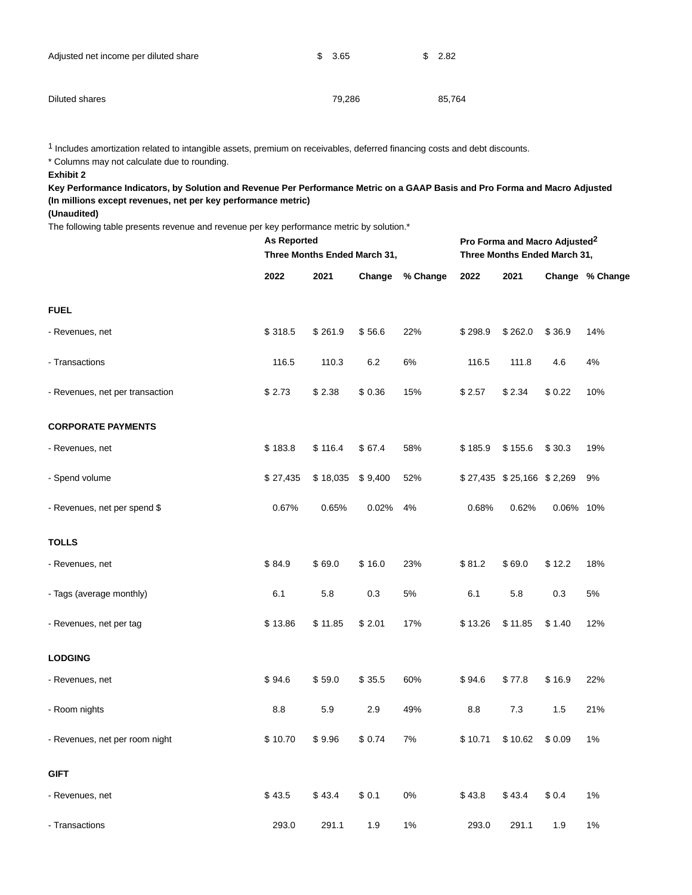| | | |
|---|---|---|
| Adjusted net income per diluted share | $ 3.65 | $ 2.82 |
| Diluted shares | 79,286 | 85,764 |

[1] Includes amortization related to intangible assets, premium on receivables, deferred financing costs and debt discounts.

* Columns may not calculate due to rounding.

**Exhibit 2**

**Key Performance Indicators, by Solution and Revenue Per Performance Metric on a GAAP Basis and Pro Forma and Macro Adjusted**
**(In millions except revenues, net per key performance metric)**
**(Unaudited)**

The following table presents revenue and revenue per key performance metric by solution.*

| | **As Reported Three Months Ended March 31,** | | | | **Pro Forma and Macro Adjusted[2] Three Months Ended March 31,** | | | |
|---|---|---|---|---|---|---|---|---|
| | **2022** | **2021** | **Change** | **% Change** | **2022** | **2021** | **Change** | **% Change** |
| **FUEL** | | | | | | | | |
| - Revenues, net | $ 318.5 | $ 261.9 | $ 56.6 | 22% | $ 298.9 | $ 262.0 | $ 36.9 | 14% |
| - Transactions | 116.5 | 110.3 | 6.2 | 6% | 116.5 | 111.8 | 4.6 | 4% |
| - Revenues, net per transaction | $ 2.73 | $ 2.38 | $ 0.36 | 15% | $ 2.57 | $ 2.34 | $ 0.22 | 10% |
| **CORPORATE PAYMENTS** | | | | | | | | |
| - Revenues, net | $ 183.8 | $ 116.4 | $ 67.4 | 58% | $ 185.9 | $ 155.6 | $ 30.3 | 19% |
| - Spend volume | $ 27,435 | $ 18,035 | $ 9,400 | 52% | $ 27,435 | $ 25,166 | $ 2,269 | 9% |
| - Revenues, net per spend $ | 0.67% | 0.65% | 0.02% | 4% | 0.68% | 0.62% | 0.06% | 10% |
| **TOLLS** | | | | | | | | |
| - Revenues, net | $ 84.9 | $ 69.0 | $ 16.0 | 23% | $ 81.2 | $ 69.0 | $ 12.2 | 18% |
| - Tags (average monthly) | 6.1 | 5.8 | 0.3 | 5% | 6.1 | 5.8 | 0.3 | 5% |
| - Revenues, net per tag | $ 13.86 | $ 11.85 | $ 2.01 | 17% | $ 13.26 | $ 11.85 | $ 1.40 | 12% |
| **LODGING** | | | | | | | | |
| - Revenues, net | $ 94.6 | $ 59.0 | $ 35.5 | 60% | $ 94.6 | $ 77.8 | $ 16.9 | 22% |
| - Room nights | 8.8 | 5.9 | 2.9 | 49% | 8.8 | 7.3 | 1.5 | 21% |
| - Revenues, net per room night | $ 10.70 | $ 9.96 | $ 0.74 | 7% | $ 10.71 | $ 10.62 | $ 0.09 | 1% |
| **GIFT** | | | | | | | | |
| - Revenues, net | $ 43.5 | $ 43.4 | $ 0.1 | 0% | $ 43.8 | $ 43.4 | $ 0.4 | 1% |
| - Transactions | 293.0 | 291.1 | 1.9 | 1% | 293.0 | 291.1 | 1.9 | 1% |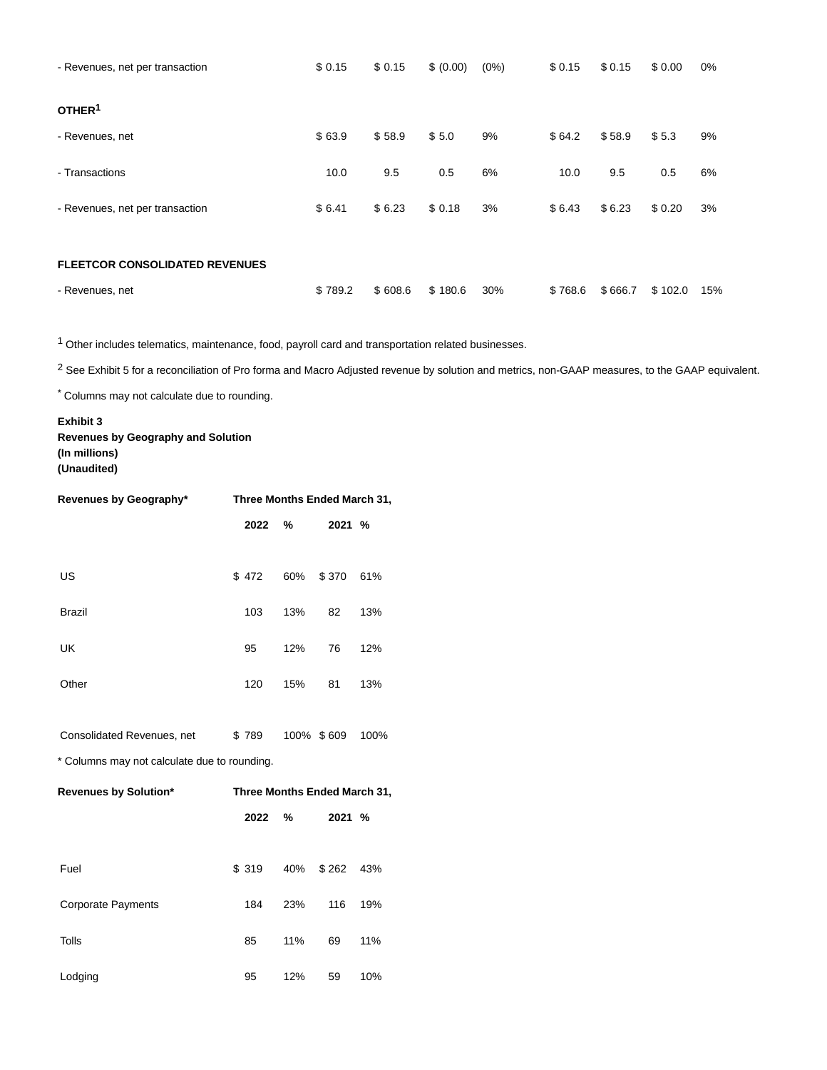| | | | | | | | | |
|---|---|---|---|---|---|---|---|---|
| - Revenues, net per transaction | $ 0.15 | $ 0.15 | $ (0.00) | (0%) | $ 0.15 | $ 0.15 | $ 0.00 | 0% |
| **OTHER[1]** | | | | | | | | |
| - Revenues, net | $ 63.9 | $ 58.9 | $ 5.0 | 9% | $ 64.2 | $ 58.9 | $ 5.3 | 9% |
| - Transactions | 10.0 | 9.5 | 0.5 | 6% | 10.0 | 9.5 | 0.5 | 6% |
| - Revenues, net per transaction | $ 6.41 | $ 6.23 | $ 0.18 | 3% | $ 6.43 | $ 6.23 | $ 0.20 | 3% |
| **FLEETCOR CONSOLIDATED REVENUES** | | | | | | | | |
| - Revenues, net | $ 789.2 | $ 608.6 | $ 180.6 | 30% | $ 768.6 | $ 666.7 | $ 102.0 | 15% |

[1] Other includes telematics, maintenance, food, payroll card and transportation related businesses.

[2] See Exhibit 5 for a reconciliation of Pro forma and Macro Adjusted revenue by solution and metrics, non-GAAP measures, to the GAAP equivalent.

* Columns may not calculate due to rounding.

**Exhibit 3**
**Revenues by Geography and Solution**
**(In millions)**
**(Unaudited)**

| **Revenues by Geography*** | **Three Months Ended March 31,** | | | |
|---|---|---|---|---|
| | **2022** | **%** | **2021** | **%** |
| US | $ 472 | 60% | $ 370 | 61% |
| Brazil | 103 | 13% | 82 | 13% |
| UK | 95 | 12% | 76 | 12% |
| Other | 120 | 15% | 81 | 13% |
| Consolidated Revenues, net | $ 789 | 100% | $ 609 | 100% |

* Columns may not calculate due to rounding.

| **Revenues by Solution*** | **Three Months Ended March 31,** | | | |
|---|---|---|---|---|
| | **2022** | **%** | **2021** | **%** |
| Fuel | $ 319 | 40% | $ 262 | 43% |
| Corporate Payments | 184 | 23% | 116 | 19% |
| Tolls | 85 | 11% | 69 | 11% |
| Lodging | 95 | 12% | 59 | 10% |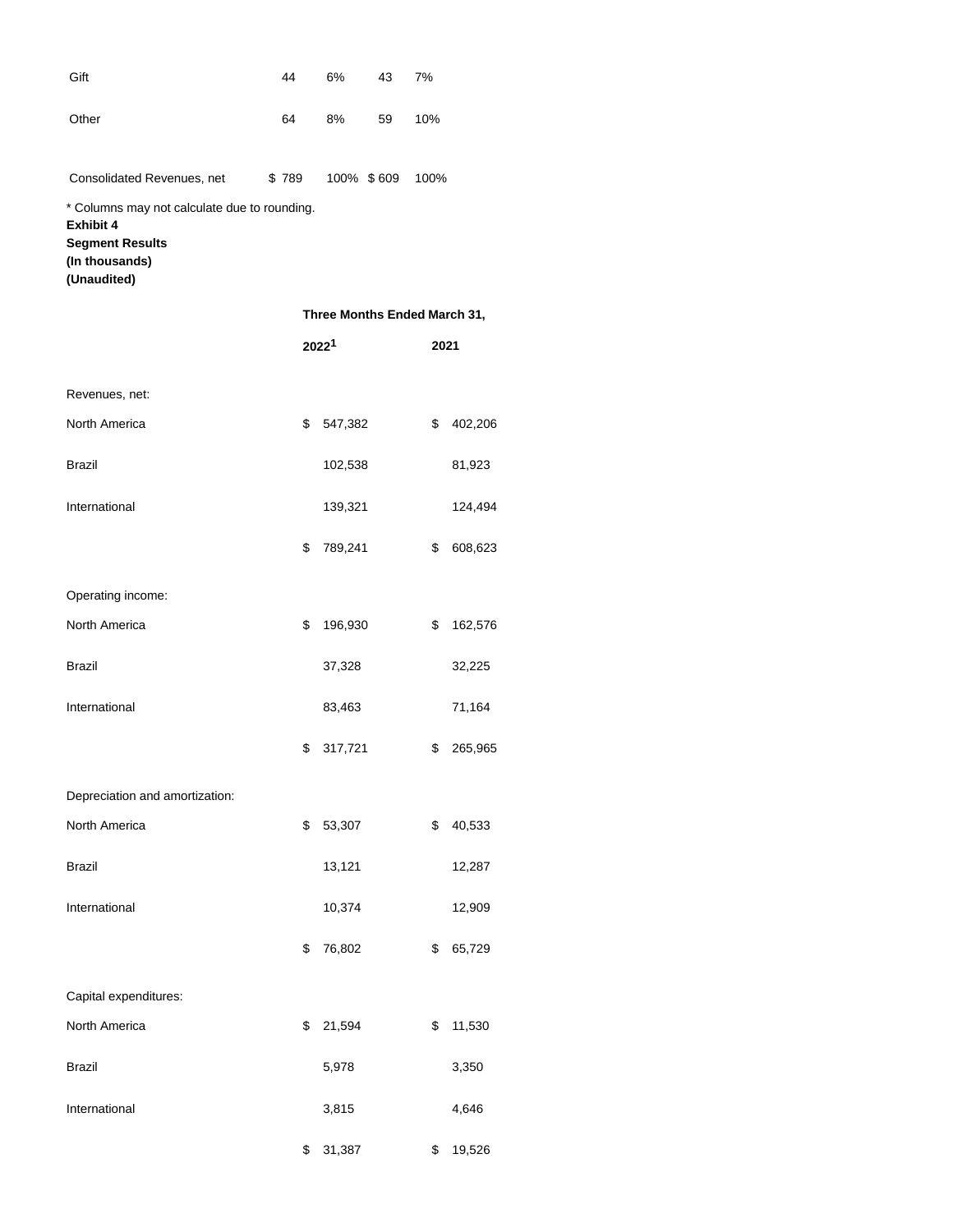| | | | | |
|---|---|---|---|---|
| Gift | 44 | 6% | 43 | 7% |
| Other | 64 | 8% | 59 | 10% |
| Consolidated Revenues, net | $ 789 | 100% | $ 609 | 100% |

* Columns may not calculate due to rounding.

**Exhibit 4**
**Segment Results**
**(In thousands)**
**(Unaudited)**

| | Three Months Ended March 31, | |
|---|---|---|
| | 2022[1] | 2021 |
| Revenues, net: | | |
| North America | $ 547,382 | $ 402,206 |
| Brazil | 102,538 | 81,923 |
| International | 139,321 | 124,494 |
| | $ 789,241 | $ 608,623 |
| Operating income: | | |
| North America | $ 196,930 | $ 162,576 |
| Brazil | 37,328 | 32,225 |
| International | 83,463 | 71,164 |
| | $ 317,721 | $ 265,965 |
| Depreciation and amortization: | | |
| North America | $ 53,307 | $ 40,533 |
| Brazil | 13,121 | 12,287 |
| International | 10,374 | 12,909 |
| | $ 76,802 | $ 65,729 |
| Capital expenditures: | | |
| North America | $ 21,594 | $ 11,530 |
| Brazil | 5,978 | 3,350 |
| International | 3,815 | 4,646 |
| | $ 31,387 | $ 19,526 |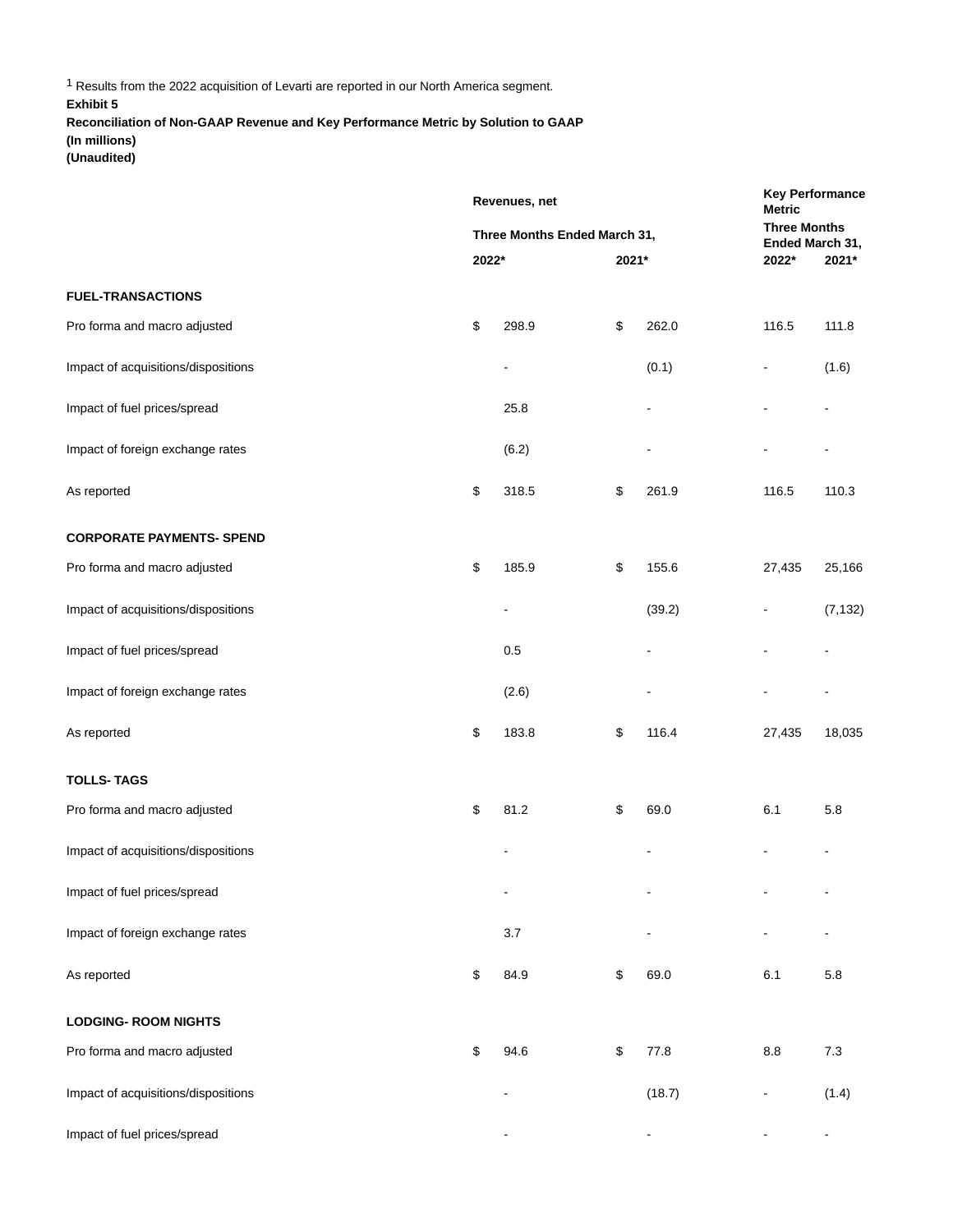[1] Results from the 2022 acquisition of Levarti are reported in our North America segment.

**Exhibit 5**

**Reconciliation of Non-GAAP Revenue and Key Performance Metric by Solution to GAAP**

**(In millions)**

**(Unaudited)**

| | Revenues, net | | Key Performance Metric | |
|---|---|---|---|---|
| | Three Months Ended March 31, | | Three Months Ended March 31, | |
| | 2022* | 2021* | 2022* | 2021* |
| **FUEL-TRANSACTIONS** | | | | |
| Pro forma and macro adjusted | $ 298.9 | $ 262.0 | 116.5 | 111.8 |
| Impact of acquisitions/dispositions | - | (0.1) | - | (1.6) |
| Impact of fuel prices/spread | 25.8 | - | - | - |
| Impact of foreign exchange rates | (6.2) | - | - | - |
| As reported | $ 318.5 | $ 261.9 | 116.5 | 110.3 |
| **CORPORATE PAYMENTS- SPEND** | | | | |
| Pro forma and macro adjusted | $ 185.9 | $ 155.6 | 27,435 | 25,166 |
| Impact of acquisitions/dispositions | - | (39.2) | - | (7,132) |
| Impact of fuel prices/spread | 0.5 | - | - | - |
| Impact of foreign exchange rates | (2.6) | - | - | - |
| As reported | $ 183.8 | $ 116.4 | 27,435 | 18,035 |
| **TOLLS- TAGS** | | | | |
| Pro forma and macro adjusted | $ 81.2 | $ 69.0 | 6.1 | 5.8 |
| Impact of acquisitions/dispositions | - | - | - | - |
| Impact of fuel prices/spread | - | - | - | - |
| Impact of foreign exchange rates | 3.7 | - | - | - |
| As reported | $ 84.9 | $ 69.0 | 6.1 | 5.8 |
| **LODGING- ROOM NIGHTS** | | | | |
| Pro forma and macro adjusted | $ 94.6 | $ 77.8 | 8.8 | 7.3 |
| Impact of acquisitions/dispositions | - | (18.7) | - | (1.4) |
| Impact of fuel prices/spread | - | - | - | - |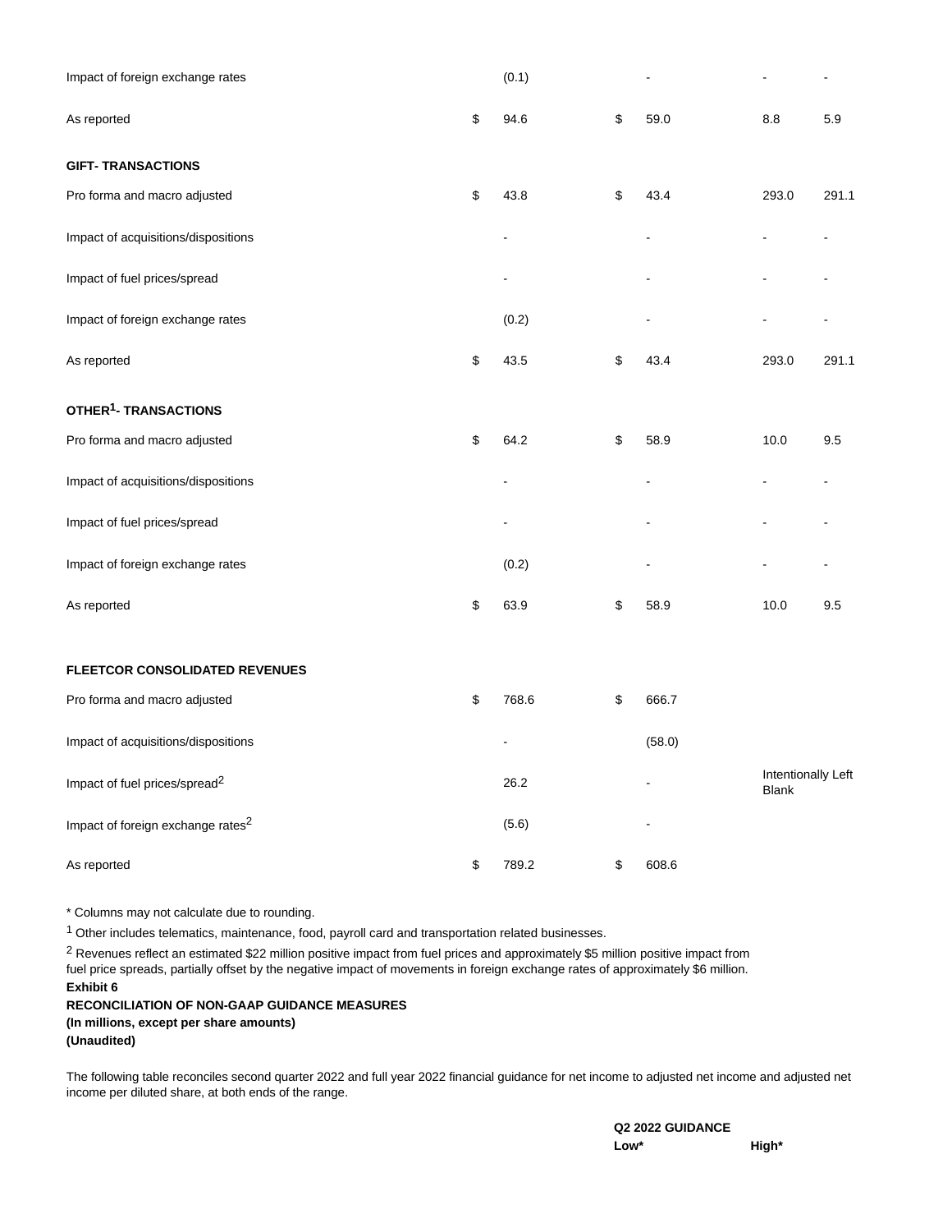| | | | | | | |
|---|---|---|---|---|---|---|
| Impact of foreign exchange rates | | (0.1) | | - | - | - |
| As reported | $ | 94.6 | $ | 59.0 | 8.8 | 5.9 |
| **GIFT- TRANSACTIONS** | | | | | | |
| Pro forma and macro adjusted | $ | 43.8 | $ | 43.4 | 293.0 | 291.1 |
| Impact of acquisitions/dispositions | | - | | - | - | - |
| Impact of fuel prices/spread | | - | | - | - | - |
| Impact of foreign exchange rates | | (0.2) | | - | - | - |
| As reported | $ | 43.5 | $ | 43.4 | 293.0 | 291.1 |
| **OTHER[1]- TRANSACTIONS** | | | | | | |
| Pro forma and macro adjusted | $ | 64.2 | $ | 58.9 | 10.0 | 9.5 |
| Impact of acquisitions/dispositions | | - | | - | - | - |
| Impact of fuel prices/spread | | - | | - | - | - |
| Impact of foreign exchange rates | | (0.2) | | - | - | - |
| As reported | $ | 63.9 | $ | 58.9 | 10.0 | 9.5 |
| **FLEETCOR CONSOLIDATED REVENUES** | | | | | | |
| Pro forma and macro adjusted | $ | 768.6 | $ | 666.7 | | |
| Impact of acquisitions/dispositions | | - | | (58.0) | | |
| Impact of fuel prices/spread[2] | | 26.2 | | - | Intentionally Left Blank | |
| Impact of foreign exchange rates[2] | | (5.6) | | - | | |
| As reported | $ | 789.2 | $ | 608.6 | | |

* Columns may not calculate due to rounding.

[1] Other includes telematics, maintenance, food, payroll card and transportation related businesses.

[2] Revenues reflect an estimated $22 million positive impact from fuel prices and approximately $5 million positive impact from fuel price spreads, partially offset by the negative impact of movements in foreign exchange rates of approximately $6 million.

**Exhibit 6**

**RECONCILIATION OF NON-GAAP GUIDANCE MEASURES**

**(In millions, except per share amounts)**

**(Unaudited)**

The following table reconciles second quarter 2022 and full year 2022 financial guidance for net income to adjusted net income and adjusted net income per diluted share, at both ends of the range.

| | Q2 2022 GUIDANCE | |
|---|---|---|
| | **Low*** | **High*** |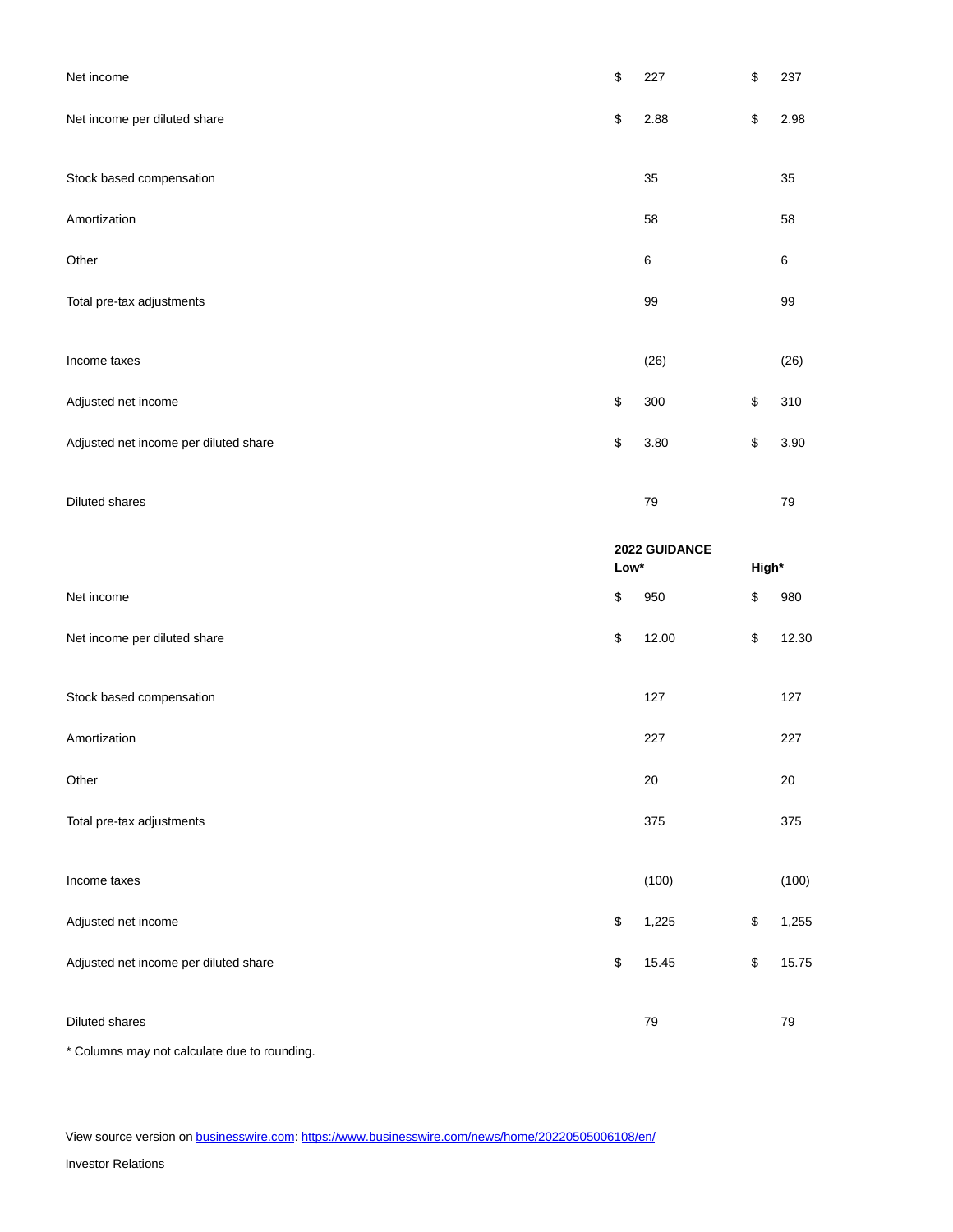| | | |
|---|---|---|
| Net income | $ 227 | $ 237 |
| Net income per diluted share | $ 2.88 | $ 2.98 |
| | | |
| Stock based compensation | 35 | 35 |
| Amortization | 58 | 58 |
| Other | 6 | 6 |
| Total pre-tax adjustments | 99 | 99 |
| | | |
| Income taxes | (26) | (26) |
| Adjusted net income | $ 300 | $ 310 |
| Adjusted net income per diluted share | $ 3.80 | $ 3.90 |
| | | |
| Diluted shares | 79 | 79 |

| | **2022 GUIDANCE** | |
|---|---|---|
| | **Low*** | **High*** |
| Net income | $ 950 | $ 980 |
| Net income per diluted share | $ 12.00 | $ 12.30 |
| | | |
| Stock based compensation | 127 | 127 |
| Amortization | 227 | 227 |
| Other | 20 | 20 |
| Total pre-tax adjustments | 375 | 375 |
| | | |
| Income taxes | (100) | (100) |
| Adjusted net income | $ 1,225 | $ 1,255 |
| Adjusted net income per diluted share | $ 15.45 | $ 15.75 |
| | | |
| Diluted shares | 79 | 79 |

* Columns may not calculate due to rounding.

View source version on businesswire.com: https://www.businesswire.com/news/home/20220505006108/en/

Investor Relations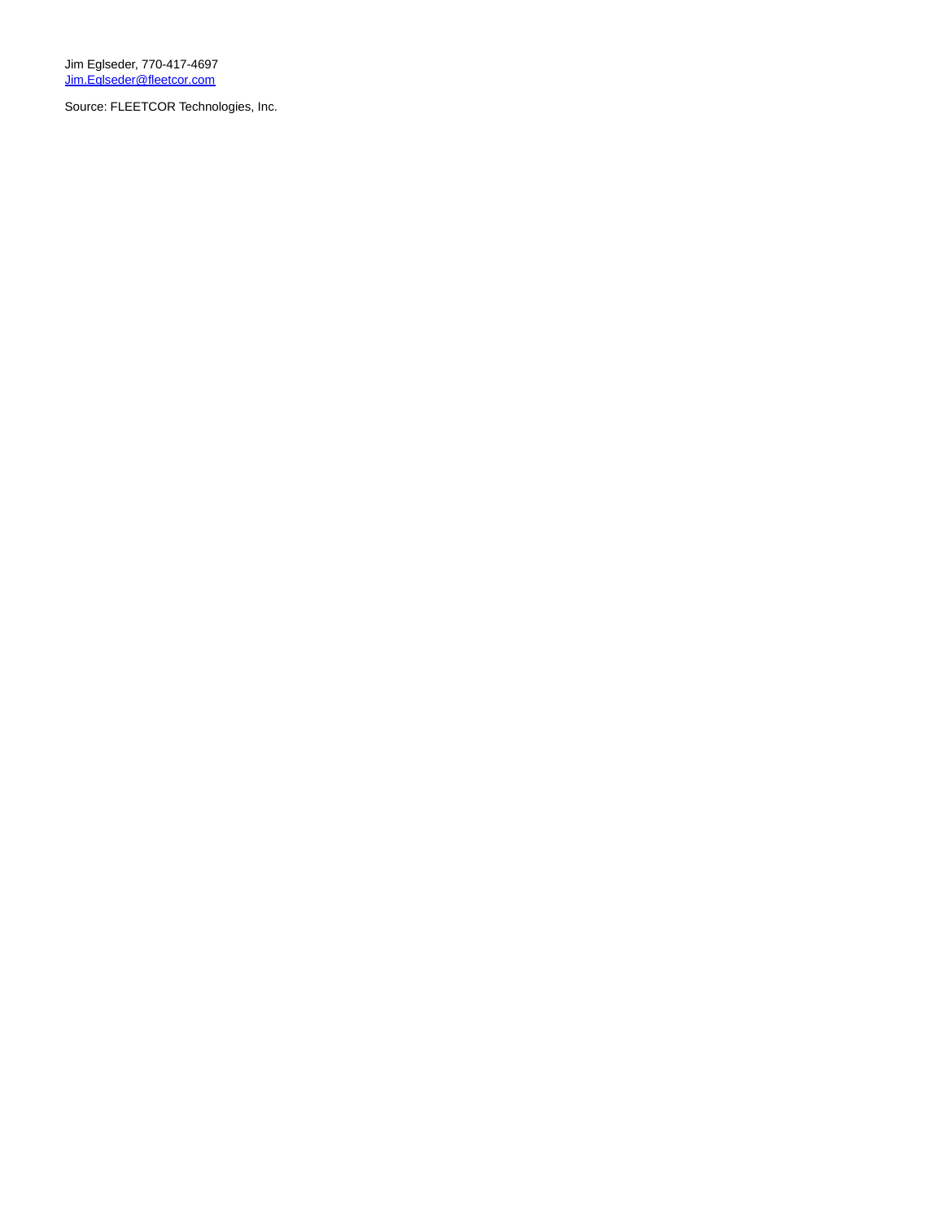Jim Eglseder, 770-417-4697
Jim.Eglseder@fleetcor.com

Source: FLEETCOR Technologies, Inc.